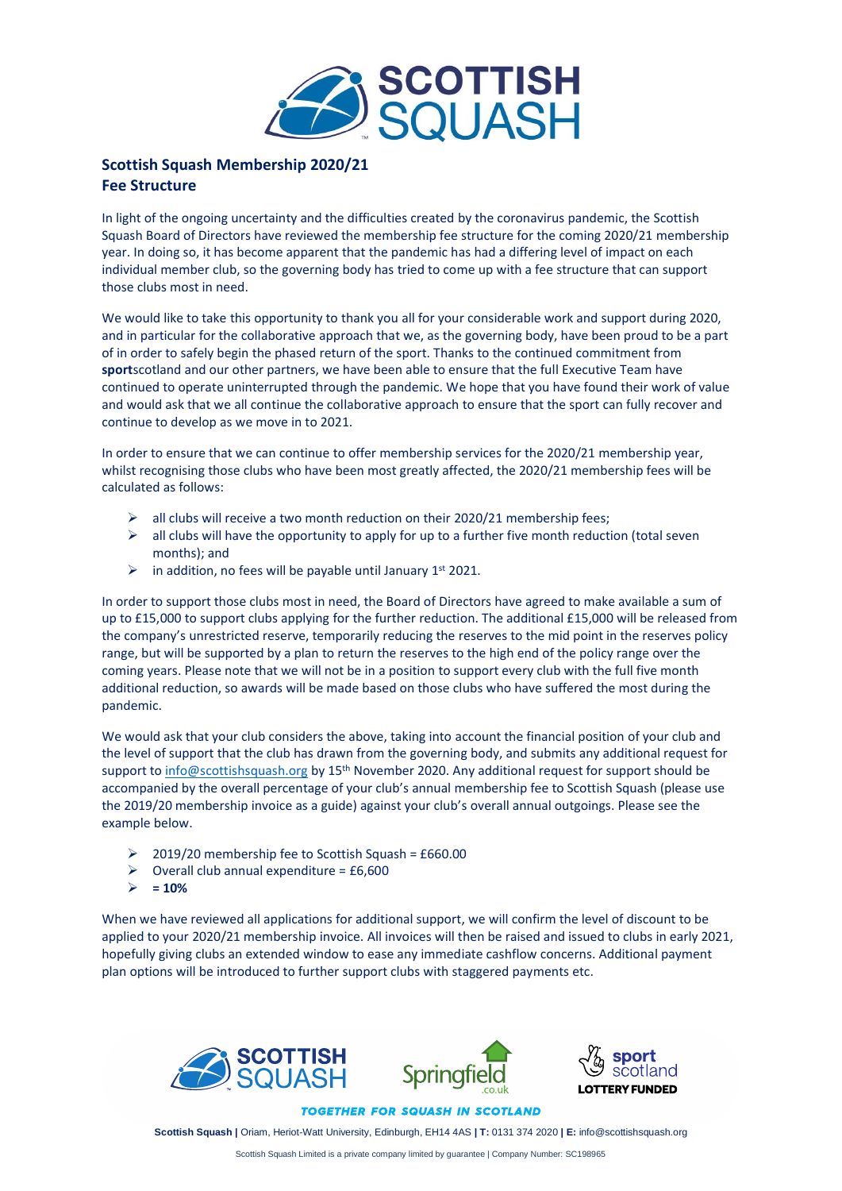## Scottish Squash Membership 2020/21
## Fee Structure

In light of the ongoing uncertainty and the difficulties created by the coronavirus pandemic, the Scottish Squash Board of Directors have reviewed the membership fee structure for the coming 2020/21 membership year. In doing so, it has become apparent that the pandemic has had a differing level of impact on each individual member club, so the governing body has tried to come up with a fee structure that can support those clubs most in need.

We would like to take this opportunity to thank you all for your considerable work and support during 2020, and in particular for the collaborative approach that we, as the governing body, have been proud to be a part of in order to safely begin the phased return of the sport. Thanks to the continued commitment from **sport**scotland and our other partners, we have been able to ensure that the full Executive Team have continued to operate uninterrupted through the pandemic. We hope that you have found their work of value and would ask that we all continue the collaborative approach to ensure that the sport can fully recover and continue to develop as we move in to 2021.

In order to ensure that we can continue to offer membership services for the 2020/21 membership year, whilst recognising those clubs who have been most greatly affected, the 2020/21 membership fees will be calculated as follows:

- all clubs will receive a two month reduction on their 2020/21 membership fees;
- all clubs will have the opportunity to apply for up to a further five month reduction (total seven months); and
- in addition, no fees will be payable until January 1st 2021.

In order to support those clubs most in need, the Board of Directors have agreed to make available a sum of up to £15,000 to support clubs applying for the further reduction. The additional £15,000 will be released from the company's unrestricted reserve, temporarily reducing the reserves to the mid point in the reserves policy range, but will be supported by a plan to return the reserves to the high end of the policy range over the coming years. Please note that we will not be in a position to support every club with the full five month additional reduction, so awards will be made based on those clubs who have suffered the most during the pandemic.

We would ask that your club considers the above, taking into account the financial position of your club and the level of support that the club has drawn from the governing body, and submits any additional request for support to info@scottishsquash.org by 15th November 2020. Any additional request for support should be accompanied by the overall percentage of your club's annual membership fee to Scottish Squash (please use the 2019/20 membership invoice as a guide) against your club's overall annual outgoings. Please see the example below.

- 2019/20 membership fee to Scottish Squash = £660.00
- Overall club annual expenditure = £6,600
- **= 10%**

When we have reviewed all applications for additional support, we will confirm the level of discount to be applied to your 2020/21 membership invoice. All invoices will then be raised and issued to clubs in early 2021, hopefully giving clubs an extended window to ease any immediate cashflow concerns. Additional payment plan options will be introduced to further support clubs with staggered payments etc.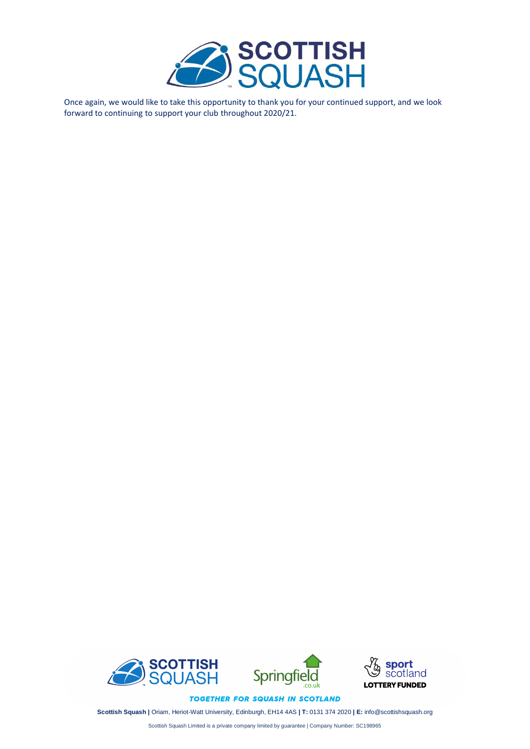Once again, we would like to take this opportunity to thank you for your continued support, and we look forward to continuing to support your club throughout 2020/21.

TOGETHER FOR SQUASH IN SCOTLAND

**Scottish Squash |** Oriam, Heriot-Watt University, Edinburgh, EH14 4AS **| T:** 0131 374 2020 **| E:** info@scottishsquash.org

Scottish Squash Limited is a private company limited by guarantee | Company Number: SC198965